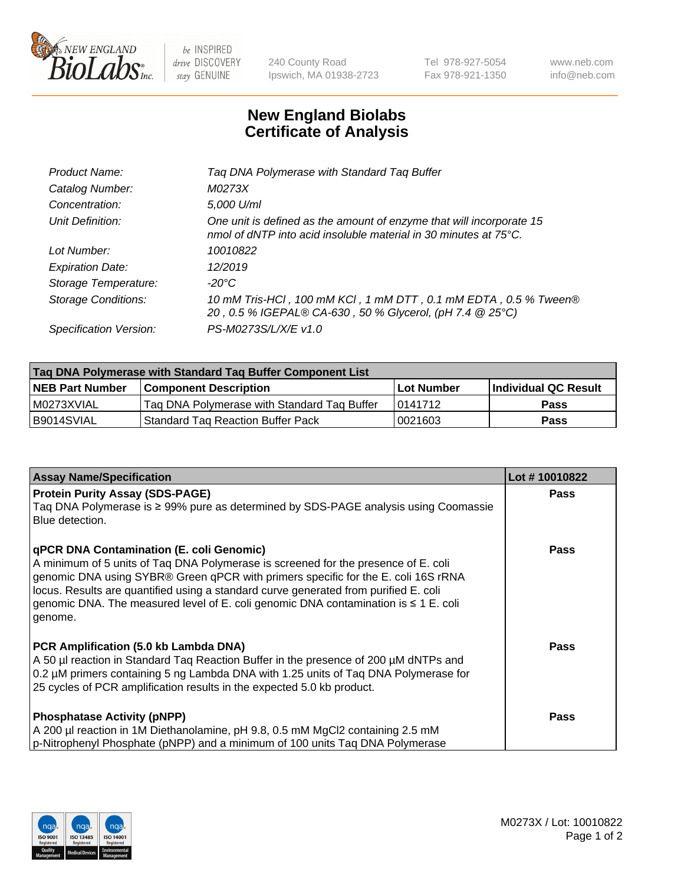# New England Biolabs
# Certificate of Analysis

| | |
|---|---|
| *Product Name:* | *Taq DNA Polymerase with Standard Taq Buffer* |
| *Catalog Number:* | *M0273X* |
| *Concentration:* | *5,000 U/ml* |
| *Unit Definition:* | *One unit is defined as the amount of enzyme that will incorporate 15 nmol of dNTP into acid insoluble material in 30 minutes at 75°C.* |
| *Lot Number:* | *10010822* |
| *Expiration Date:* | *12/2019* |
| *Storage Temperature:* | *-20°C* |
| *Storage Conditions:* | *10 mM Tris-HCl , 100 mM KCl , 1 mM DTT , 0.1 mM EDTA , 0.5 % Tween® 20 , 0.5 % IGEPAL® CA-630 , 50 % Glycerol, (pH 7.4 @ 25°C)* |
| *Specification Version:* | *PS-M0273S/L/X/E v1.0* |

| Taq DNA Polymerase with Standard Taq Buffer Component List | | | |
|---|---|---|---|
| **NEB Part Number** | **Component Description** | **Lot Number** | **Individual QC Result** |
| M0273XVIAL | Taq DNA Polymerase with Standard Taq Buffer | 0141712 | **Pass** |
| B9014SVIAL | Standard Taq Reaction Buffer Pack | 0021603 | **Pass** |

| Assay Name/Specification | Lot # 10010822 |
|---|---|
| **Protein Purity Assay (SDS-PAGE)**<br>Taq DNA Polymerase is ≥ 99% pure as determined by SDS-PAGE analysis using Coomassie Blue detection. | **Pass** |
| **qPCR DNA Contamination (E. coli Genomic)**<br>A minimum of 5 units of Taq DNA Polymerase is screened for the presence of E. coli genomic DNA using SYBR® Green qPCR with primers specific for the E. coli 16S rRNA locus. Results are quantified using a standard curve generated from purified E. coli genomic DNA. The measured level of E. coli genomic DNA contamination is ≤ 1 E. coli genome. | **Pass** |
| **PCR Amplification (5.0 kb Lambda DNA)**<br>A 50 µl reaction in Standard Taq Reaction Buffer in the presence of 200 µM dNTPs and 0.2 µM primers containing 5 ng Lambda DNA with 1.25 units of Taq DNA Polymerase for 25 cycles of PCR amplification results in the expected 5.0 kb product. | **Pass** |
| **Phosphatase Activity (pNPP)**<br>A 200 µl reaction in 1M Diethanolamine, pH 9.8, 0.5 mM MgCl2 containing 2.5 mM p-Nitrophenyl Phosphate (pNPP) and a minimum of 100 units Taq DNA Polymerase | **Pass** |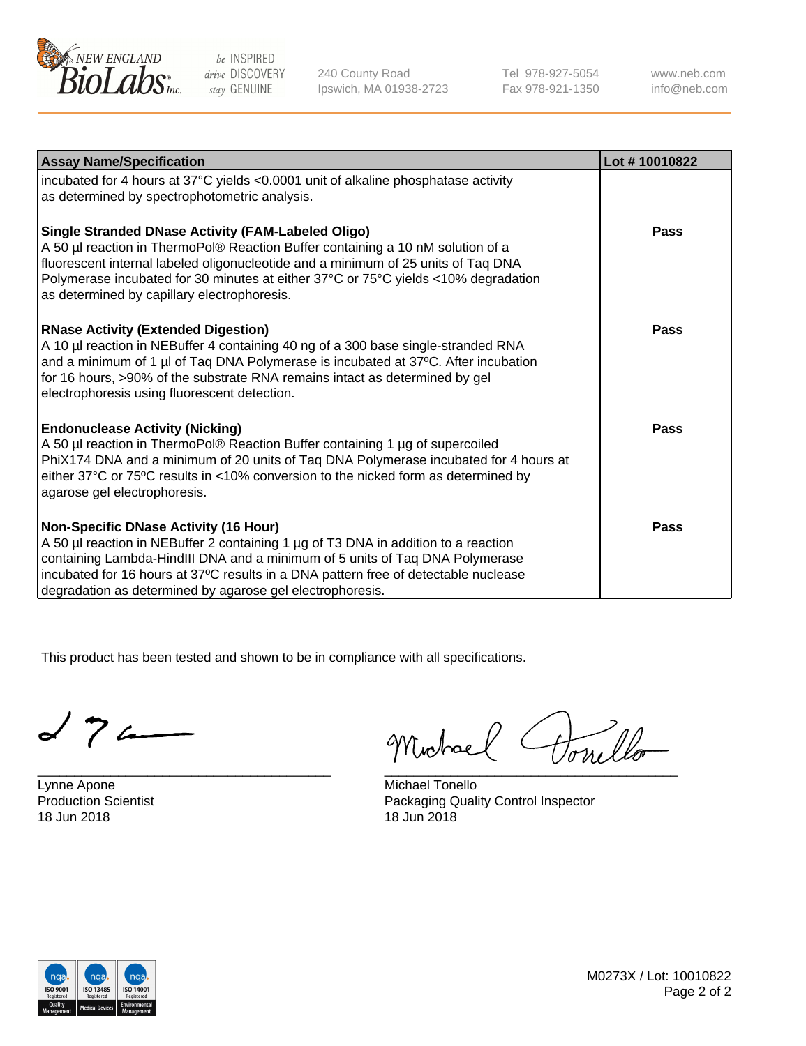| Assay Name/Specification | Lot # 10010822 |
| --- | --- |
| incubated for 4 hours at 37°C yields <0.0001 unit of alkaline phosphatase activity as determined by spectrophotometric analysis. | |
| **Single Stranded DNase Activity (FAM-Labeled Oligo)**<br>A 50 µl reaction in ThermoPol® Reaction Buffer containing a 10 nM solution of a fluorescent internal labeled oligonucleotide and a minimum of 25 units of Taq DNA Polymerase incubated for 30 minutes at either 37°C or 75°C yields <10% degradation as determined by capillary electrophoresis. | **Pass** |
| **RNase Activity (Extended Digestion)**<br>A 10 µl reaction in NEBuffer 4 containing 40 ng of a 300 base single-stranded RNA and a minimum of 1 µl of Taq DNA Polymerase is incubated at 37ºC. After incubation for 16 hours, >90% of the substrate RNA remains intact as determined by gel electrophoresis using fluorescent detection. | **Pass** |
| **Endonuclease Activity (Nicking)**<br>A 50 µl reaction in ThermoPol® Reaction Buffer containing 1 µg of supercoiled PhiX174 DNA and a minimum of 20 units of Taq DNA Polymerase incubated for 4 hours at either 37°C or 75ºC results in <10% conversion to the nicked form as determined by agarose gel electrophoresis. | **Pass** |
| **Non-Specific DNase Activity (16 Hour)**<br>A 50 µl reaction in NEBuffer 2 containing 1 µg of T3 DNA in addition to a reaction containing Lambda-HindIII DNA and a minimum of 5 units of Taq DNA Polymerase incubated for 16 hours at 37ºC results in a DNA pattern free of detectable nuclease degradation as determined by agarose gel electrophoresis. | **Pass** |

This product has been tested and shown to be in compliance with all specifications.

Lynne Apone
Production Scientist
18 Jun 2018

Michael Tonello
Packaging Quality Control Inspector
18 Jun 2018

M0273X / Lot: 10010822